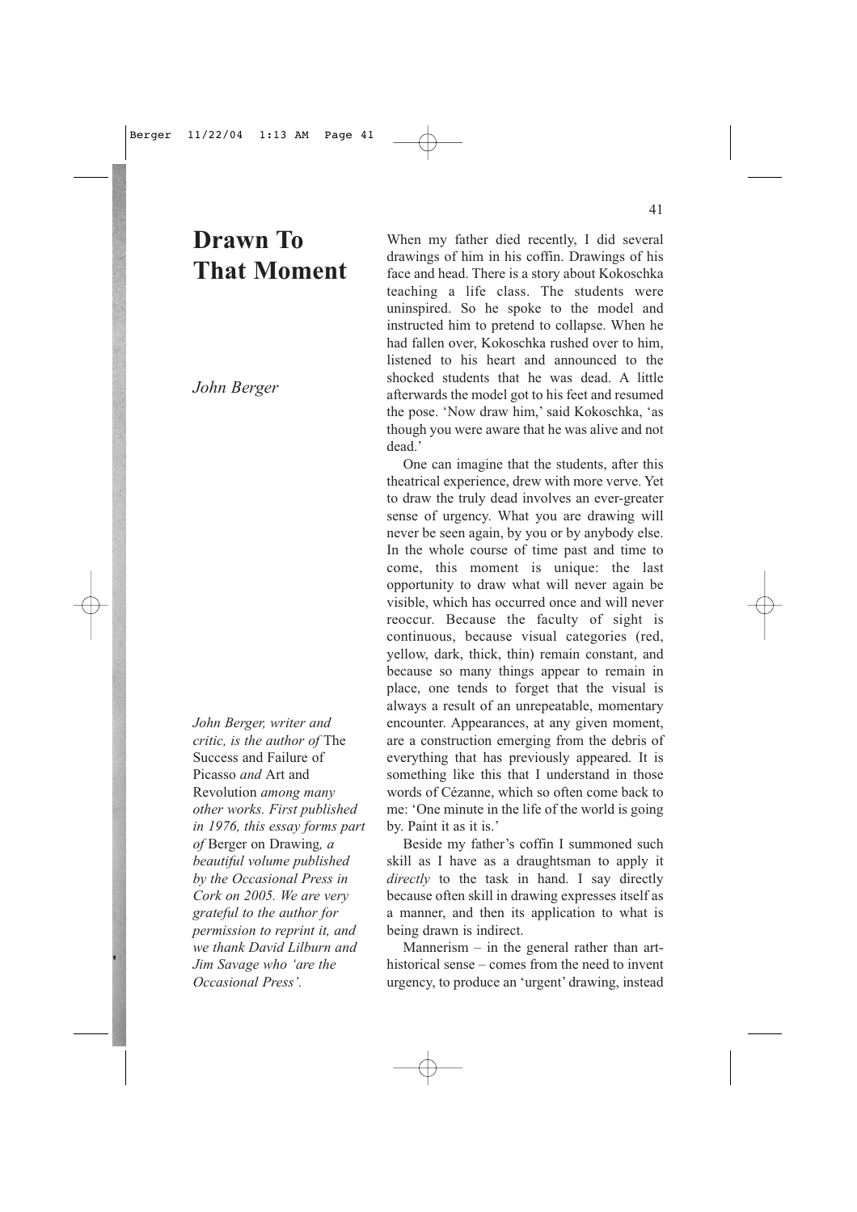# Drawn To That Moment

*John Berger*

*John Berger, writer and critic, is the author of* The Success and Failure of Picasso *and* Art and Revolution *among many other works. First published in 1976, this essay forms part of* Berger on Drawing*, a beautiful volume published by the Occasional Press in Cork on 2005. We are very grateful to the author for permission to reprint it, and we thank David Lilburn and Jim Savage who 'are the Occasional Press'.*

When my father died recently, I did several drawings of him in his coffin. Drawings of his face and head. There is a story about Kokoschka teaching a life class. The students were uninspired. So he spoke to the model and instructed him to pretend to collapse. When he had fallen over, Kokoschka rushed over to him, listened to his heart and announced to the shocked students that he was dead. A little afterwards the model got to his feet and resumed the pose. 'Now draw him,' said Kokoschka, 'as though you were aware that he was alive and not dead.'

One can imagine that the students, after this theatrical experience, drew with more verve. Yet to draw the truly dead involves an ever-greater sense of urgency. What you are drawing will never be seen again, by you or by anybody else. In the whole course of time past and time to come, this moment is unique: the last opportunity to draw what will never again be visible, which has occurred once and will never reoccur. Because the faculty of sight is continuous, because visual categories (red, yellow, dark, thick, thin) remain constant, and because so many things appear to remain in place, one tends to forget that the visual is always a result of an unrepeatable, momentary encounter. Appearances, at any given moment, are a construction emerging from the debris of everything that has previously appeared. It is something like this that I understand in those words of Cézanne, which so often come back to me: 'One minute in the life of the world is going by. Paint it as it is.'

Beside my father's coffin I summoned such skill as I have as a draughtsman to apply it *directly* to the task in hand. I say directly because often skill in drawing expresses itself as a manner, and then its application to what is being drawn is indirect.

Mannerism – in the general rather than art-historical sense – comes from the need to invent urgency, to produce an 'urgent' drawing, instead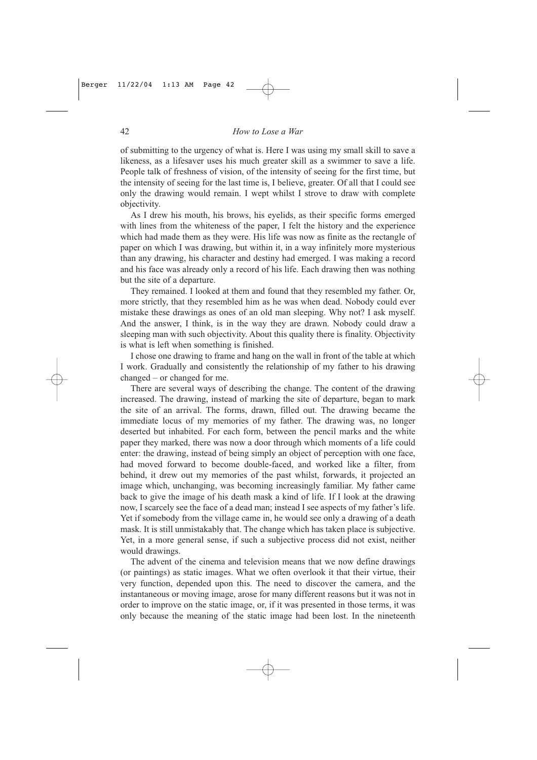of submitting to the urgency of what is. Here I was using my small skill to save a likeness, as a lifesaver uses his much greater skill as a swimmer to save a life. People talk of freshness of vision, of the intensity of seeing for the first time, but the intensity of seeing for the last time is, I believe, greater. Of all that I could see only the drawing would remain. I wept whilst I strove to draw with complete objectivity.

As I drew his mouth, his brows, his eyelids, as their specific forms emerged with lines from the whiteness of the paper, I felt the history and the experience which had made them as they were. His life was now as finite as the rectangle of paper on which I was drawing, but within it, in a way infinitely more mysterious than any drawing, his character and destiny had emerged. I was making a record and his face was already only a record of his life. Each drawing then was nothing but the site of a departure.

They remained. I looked at them and found that they resembled my father. Or, more strictly, that they resembled him as he was when dead. Nobody could ever mistake these drawings as ones of an old man sleeping. Why not? I ask myself. And the answer, I think, is in the way they are drawn. Nobody could draw a sleeping man with such objectivity. About this quality there is finality. Objectivity is what is left when something is finished.

I chose one drawing to frame and hang on the wall in front of the table at which I work. Gradually and consistently the relationship of my father to his drawing changed – or changed for me.

There are several ways of describing the change. The content of the drawing increased. The drawing, instead of marking the site of departure, began to mark the site of an arrival. The forms, drawn, filled out. The drawing became the immediate locus of my memories of my father. The drawing was, no longer deserted but inhabited. For each form, between the pencil marks and the white paper they marked, there was now a door through which moments of a life could enter: the drawing, instead of being simply an object of perception with one face, had moved forward to become double-faced, and worked like a filter, from behind, it drew out my memories of the past whilst, forwards, it projected an image which, unchanging, was becoming increasingly familiar. My father came back to give the image of his death mask a kind of life. If I look at the drawing now, I scarcely see the face of a dead man; instead I see aspects of my father's life. Yet if somebody from the village came in, he would see only a drawing of a death mask. It is still unmistakably that. The change which has taken place is subjective. Yet, in a more general sense, if such a subjective process did not exist, neither would drawings.

The advent of the cinema and television means that we now define drawings (or paintings) as static images. What we often overlook it that their virtue, their very function, depended upon this. The need to discover the camera, and the instantaneous or moving image, arose for many different reasons but it was not in order to improve on the static image, or, if it was presented in those terms, it was only because the meaning of the static image had been lost. In the nineteenth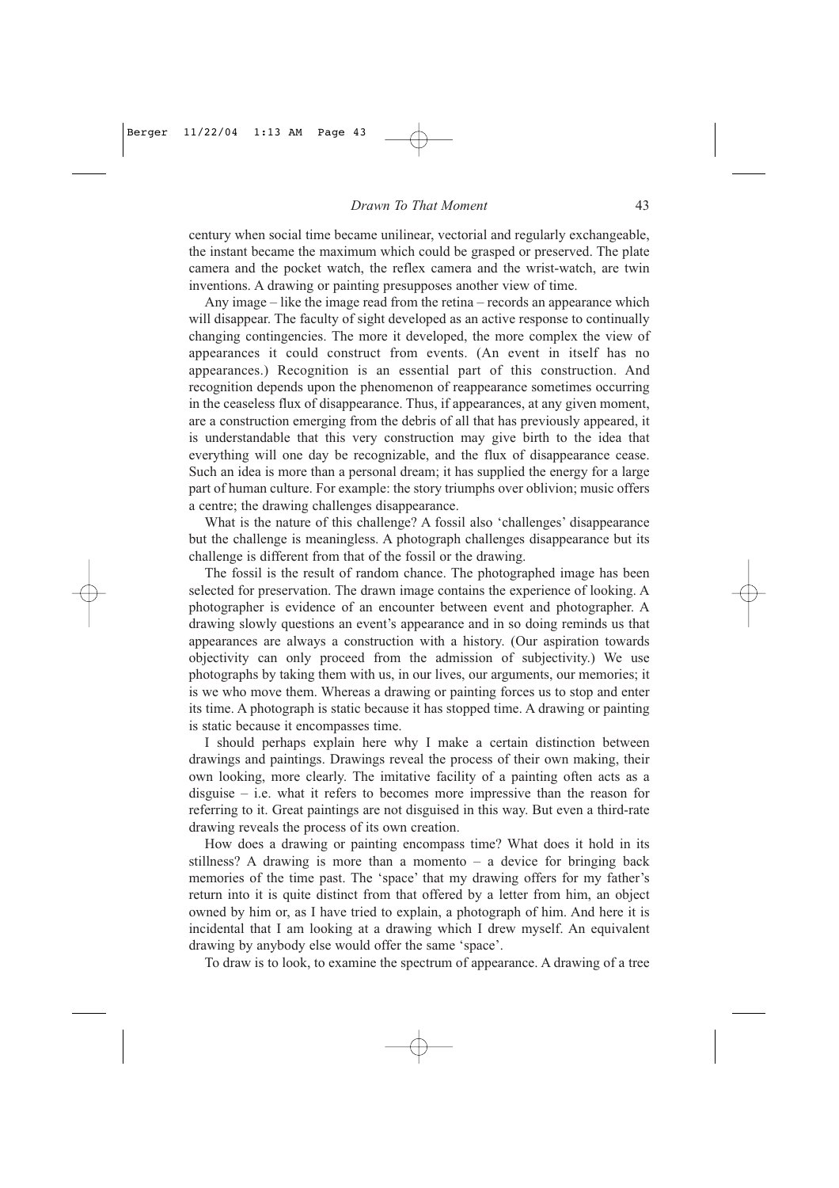century when social time became unilinear, vectorial and regularly exchangeable, the instant became the maximum which could be grasped or preserved. The plate camera and the pocket watch, the reflex camera and the wrist-watch, are twin inventions. A drawing or painting presupposes another view of time.

Any image – like the image read from the retina – records an appearance which will disappear. The faculty of sight developed as an active response to continually changing contingencies. The more it developed, the more complex the view of appearances it could construct from events. (An event in itself has no appearances.) Recognition is an essential part of this construction. And recognition depends upon the phenomenon of reappearance sometimes occurring in the ceaseless flux of disappearance. Thus, if appearances, at any given moment, are a construction emerging from the debris of all that has previously appeared, it is understandable that this very construction may give birth to the idea that everything will one day be recognizable, and the flux of disappearance cease. Such an idea is more than a personal dream; it has supplied the energy for a large part of human culture. For example: the story triumphs over oblivion; music offers a centre; the drawing challenges disappearance.

What is the nature of this challenge? A fossil also 'challenges' disappearance but the challenge is meaningless. A photograph challenges disappearance but its challenge is different from that of the fossil or the drawing.

The fossil is the result of random chance. The photographed image has been selected for preservation. The drawn image contains the experience of looking. A photographer is evidence of an encounter between event and photographer. A drawing slowly questions an event's appearance and in so doing reminds us that appearances are always a construction with a history. (Our aspiration towards objectivity can only proceed from the admission of subjectivity.) We use photographs by taking them with us, in our lives, our arguments, our memories; it is we who move them. Whereas a drawing or painting forces us to stop and enter its time. A photograph is static because it has stopped time. A drawing or painting is static because it encompasses time.

I should perhaps explain here why I make a certain distinction between drawings and paintings. Drawings reveal the process of their own making, their own looking, more clearly. The imitative facility of a painting often acts as a disguise – i.e. what it refers to becomes more impressive than the reason for referring to it. Great paintings are not disguised in this way. But even a third-rate drawing reveals the process of its own creation.

How does a drawing or painting encompass time? What does it hold in its stillness? A drawing is more than a momento – a device for bringing back memories of the time past. The 'space' that my drawing offers for my father's return into it is quite distinct from that offered by a letter from him, an object owned by him or, as I have tried to explain, a photograph of him. And here it is incidental that I am looking at a drawing which I drew myself. An equivalent drawing by anybody else would offer the same 'space'.

To draw is to look, to examine the spectrum of appearance. A drawing of a tree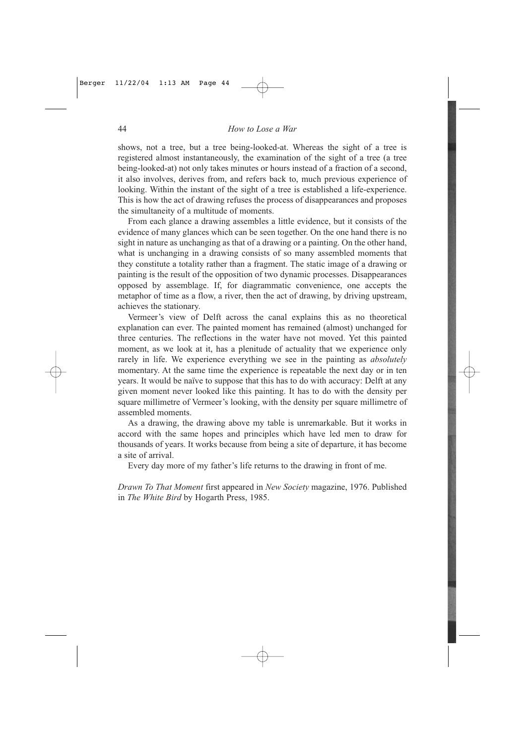shows, not a tree, but a tree being-looked-at. Whereas the sight of a tree is registered almost instantaneously, the examination of the sight of a tree (a tree being-looked-at) not only takes minutes or hours instead of a fraction of a second, it also involves, derives from, and refers back to, much previous experience of looking. Within the instant of the sight of a tree is established a life-experience. This is how the act of drawing refuses the process of disappearances and proposes the simultaneity of a multitude of moments.

From each glance a drawing assembles a little evidence, but it consists of the evidence of many glances which can be seen together. On the one hand there is no sight in nature as unchanging as that of a drawing or a painting. On the other hand, what is unchanging in a drawing consists of so many assembled moments that they constitute a totality rather than a fragment. The static image of a drawing or painting is the result of the opposition of two dynamic processes. Disappearances opposed by assemblage. If, for diagrammatic convenience, one accepts the metaphor of time as a flow, a river, then the act of drawing, by driving upstream, achieves the stationary.

Vermeer's view of Delft across the canal explains this as no theoretical explanation can ever. The painted moment has remained (almost) unchanged for three centuries. The reflections in the water have not moved. Yet this painted moment, as we look at it, has a plenitude of actuality that we experience only rarely in life. We experience everything we see in the painting as *absolutely* momentary. At the same time the experience is repeatable the next day or in ten years. It would be naïve to suppose that this has to do with accuracy: Delft at any given moment never looked like this painting. It has to do with the density per square millimetre of Vermeer's looking, with the density per square millimetre of assembled moments.

As a drawing, the drawing above my table is unremarkable. But it works in accord with the same hopes and principles which have led men to draw for thousands of years. It works because from being a site of departure, it has become a site of arrival.

Every day more of my father's life returns to the drawing in front of me.

*Drawn To That Moment* first appeared in *New Society* magazine, 1976. Published in *The White Bird* by Hogarth Press, 1985.